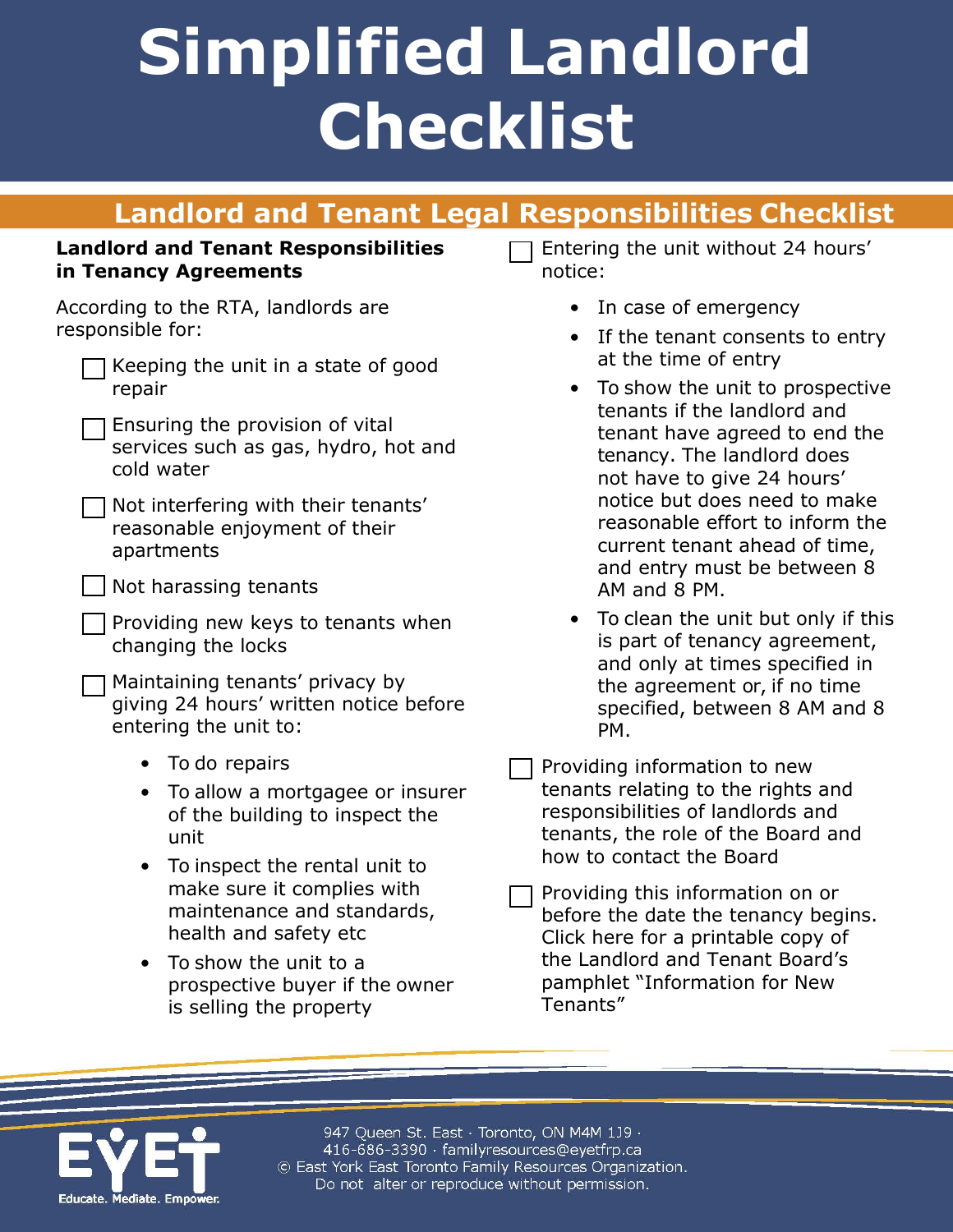# Simplified Landlord Checklist

## Landlord and Tenant Legal Responsibilities Checklist

**Landlord and Tenant Responsibilities in Tenancy Agreements**

According to the RTA, landlords are responsible for:

- [ ] Keeping the unit in a state of good repair
- [ ] Ensuring the provision of vital services such as gas, hydro, hot and cold water
- [ ] Not interfering with their tenants' reasonable enjoyment of their apartments
- [ ] Not harassing tenants
- [ ] Providing new keys to tenants when changing the locks
- [ ] Maintaining tenants' privacy by giving 24 hours' written notice before entering the unit to:
    - To do repairs
    - To allow a mortgagee or insurer of the building to inspect the unit
    - To inspect the rental unit to make sure it complies with maintenance and standards, health and safety etc
    - To show the unit to a prospective buyer if the owner is selling the property
- [ ] Entering the unit without 24 hours' notice:
    - In case of emergency
    - If the tenant consents to entry at the time of entry
    - To show the unit to prospective tenants if the landlord and tenant have agreed to end the tenancy. The landlord does not have to give 24 hours' notice but does need to make reasonable effort to inform the current tenant ahead of time, and entry must be between 8 AM and 8 PM.
    - To clean the unit but only if this is part of tenancy agreement, and only at times specified in the agreement or, if no time specified, between 8 AM and 8 PM.
- [ ] Providing information to new tenants relating to the rights and responsibilities of landlords and tenants, the role of the Board and how to contact the Board
- [ ] Providing this information on or before the date the tenancy begins. Click here for a printable copy of the Landlord and Tenant Board's pamphlet "Information for New Tenants"

EYET
Educate. Mediate. Empower.

947 Queen St. East · Toronto, ON M4M 1J9 ·
416-686-3390 · familyresources@eyetfrp.ca
© East York East Toronto Family Resources Organization.
Do not alter or reproduce without permission.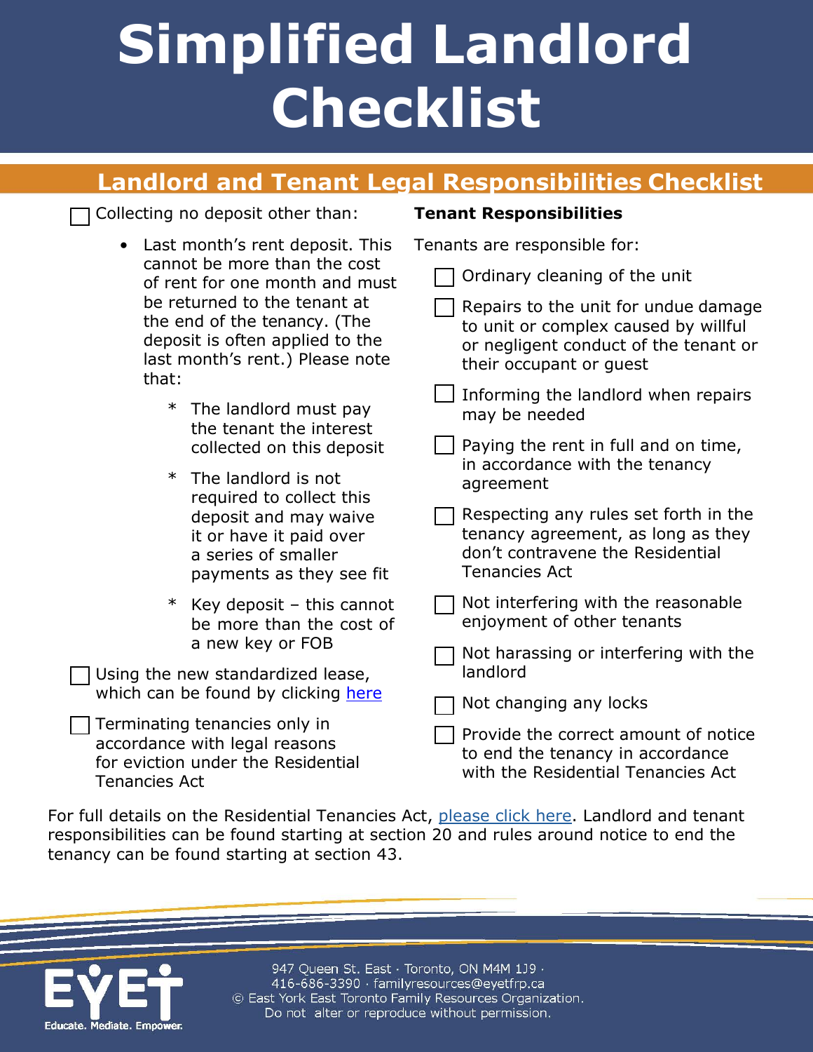# Simplified Landlord Checklist

## Landlord and Tenant Legal Responsibilities Checklist

- ☐ Collecting no deposit other than:
  - Last month's rent deposit. This cannot be more than the cost of rent for one month and must be returned to the tenant at the end of the tenancy. (The deposit is often applied to the last month's rent.) Please note that:
    - * The landlord must pay the tenant the interest collected on this deposit
    - * The landlord is not required to collect this deposit and may waive it or have it paid over a series of smaller payments as they see fit
    - * Key deposit – this cannot be more than the cost of a new key or FOB
- ☐ Using the new standardized lease, which can be found by clicking here
- ☐ Terminating tenancies only in accordance with legal reasons for eviction under the Residential Tenancies Act

**Tenant Responsibilities**

Tenants are responsible for:

- ☐ Ordinary cleaning of the unit
- ☐ Repairs to the unit for undue damage to unit or complex caused by willful or negligent conduct of the tenant or their occupant or guest
- ☐ Informing the landlord when repairs may be needed
- ☐ Paying the rent in full and on time, in accordance with the tenancy agreement
- ☐ Respecting any rules set forth in the tenancy agreement, as long as they don't contravene the Residential Tenancies Act
- ☐ Not interfering with the reasonable enjoyment of other tenants
- ☐ Not harassing or interfering with the landlord
- ☐ Not changing any locks
- ☐ Provide the correct amount of notice to end the tenancy in accordance with the Residential Tenancies Act

For full details on the Residential Tenancies Act, please click here. Landlord and tenant responsibilities can be found starting at section 20 and rules around notice to end the tenancy can be found starting at section 43.

EYET Educate. Mediate. Empower.

947 Queen St. East · Toronto, ON M4M 1J9 · 416-686-3390 · familyresources@eyetfrp.ca
© East York East Toronto Family Resources Organization.
Do not alter or reproduce without permission.